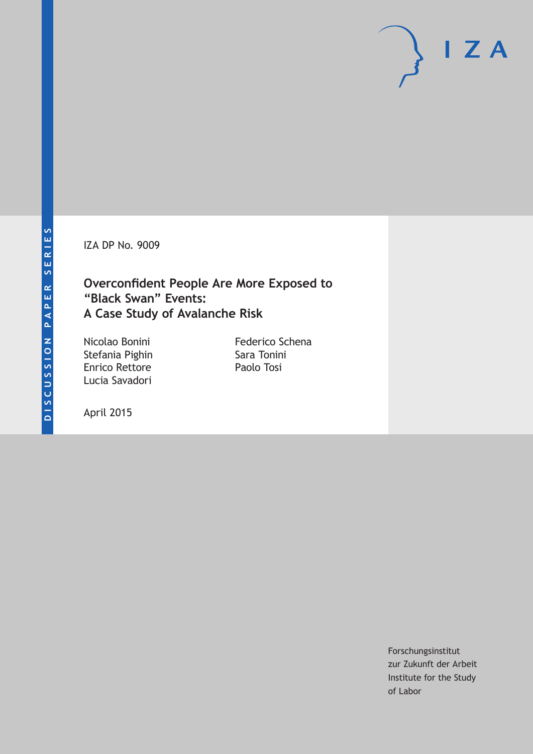DISCUSSION PAPER SERIES

IZA DP No. 9009

# Overconfident People Are More Exposed to "Black Swan" Events: A Case Study of Avalanche Risk

Nicolao Bonini
Stefania Pighin
Enrico Rettore
Lucia Savadori
Federico Schena
Sara Tonini
Paolo Tosi

April 2015

Forschungsinstitut
zur Zukunft der Arbeit
Institute for the Study
of Labor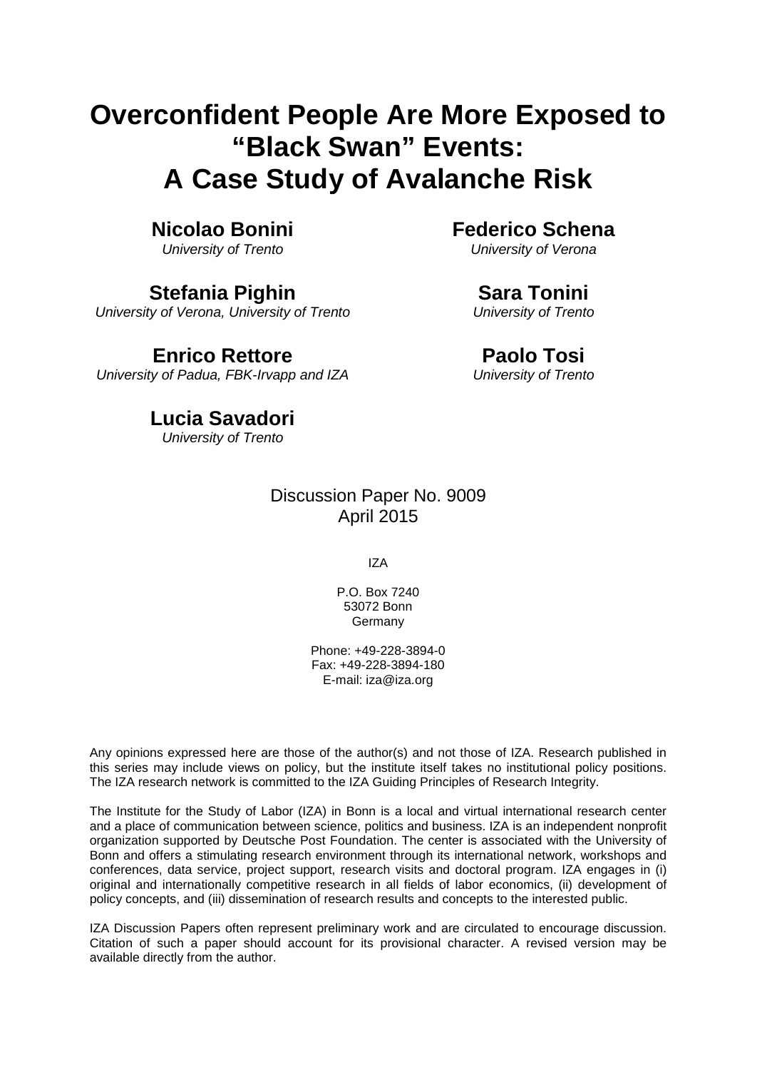# Overconfident People Are More Exposed to "Black Swan" Events: A Case Study of Avalanche Risk

**Nicolao Bonini**
*University of Trento*

**Stefania Pighin**
*University of Verona, University of Trento*

**Enrico Rettore**
*University of Padua, FBK-Irvapp and IZA*

**Lucia Savadori**
*University of Trento*

**Federico Schena**
*University of Verona*

**Sara Tonini**
*University of Trento*

**Paolo Tosi**
*University of Trento*

Discussion Paper No. 9009
April 2015

IZA

P.O. Box 7240
53072 Bonn
Germany

Phone: +49-228-3894-0
Fax: +49-228-3894-180
E-mail: iza@iza.org

Any opinions expressed here are those of the author(s) and not those of IZA. Research published in this series may include views on policy, but the institute itself takes no institutional policy positions. The IZA research network is committed to the IZA Guiding Principles of Research Integrity.

The Institute for the Study of Labor (IZA) in Bonn is a local and virtual international research center and a place of communication between science, politics and business. IZA is an independent nonprofit organization supported by Deutsche Post Foundation. The center is associated with the University of Bonn and offers a stimulating research environment through its international network, workshops and conferences, data service, project support, research visits and doctoral program. IZA engages in (i) original and internationally competitive research in all fields of labor economics, (ii) development of policy concepts, and (iii) dissemination of research results and concepts to the interested public.

IZA Discussion Papers often represent preliminary work and are circulated to encourage discussion. Citation of such a paper should account for its provisional character. A revised version may be available directly from the author.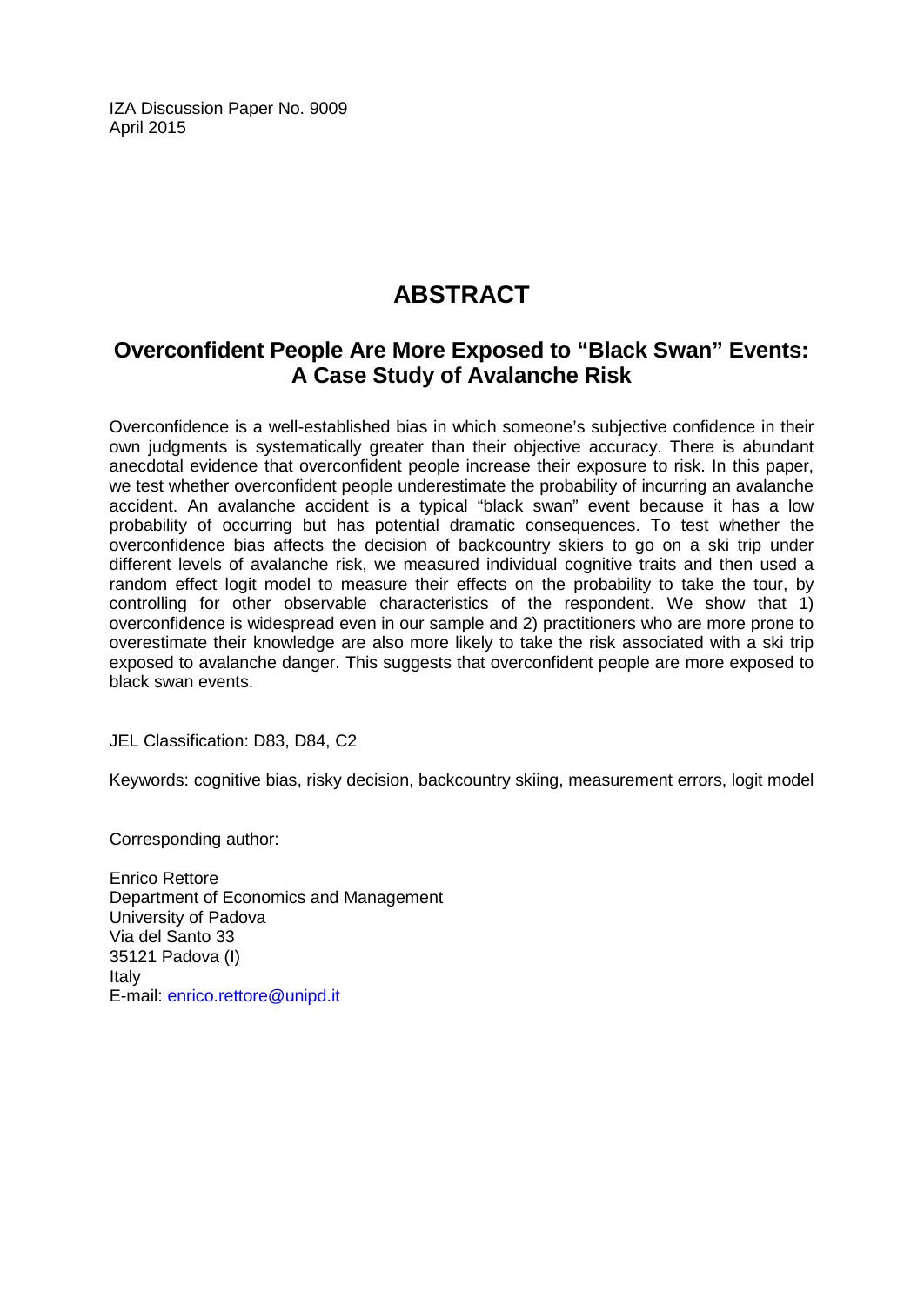IZA Discussion Paper No. 9009
April 2015

# ABSTRACT

## Overconfident People Are More Exposed to "Black Swan" Events: A Case Study of Avalanche Risk

Overconfidence is a well-established bias in which someone's subjective confidence in their own judgments is systematically greater than their objective accuracy. There is abundant anecdotal evidence that overconfident people increase their exposure to risk. In this paper, we test whether overconfident people underestimate the probability of incurring an avalanche accident. An avalanche accident is a typical "black swan" event because it has a low probability of occurring but has potential dramatic consequences. To test whether the overconfidence bias affects the decision of backcountry skiers to go on a ski trip under different levels of avalanche risk, we measured individual cognitive traits and then used a random effect logit model to measure their effects on the probability to take the tour, by controlling for other observable characteristics of the respondent. We show that 1) overconfidence is widespread even in our sample and 2) practitioners who are more prone to overestimate their knowledge are also more likely to take the risk associated with a ski trip exposed to avalanche danger. This suggests that overconfident people are more exposed to black swan events.

JEL Classification: D83, D84, C2

Keywords: cognitive bias, risky decision, backcountry skiing, measurement errors, logit model

Corresponding author:

Enrico Rettore
Department of Economics and Management
University of Padova
Via del Santo 33
35121 Padova (I)
Italy
E-mail: enrico.rettore@unipd.it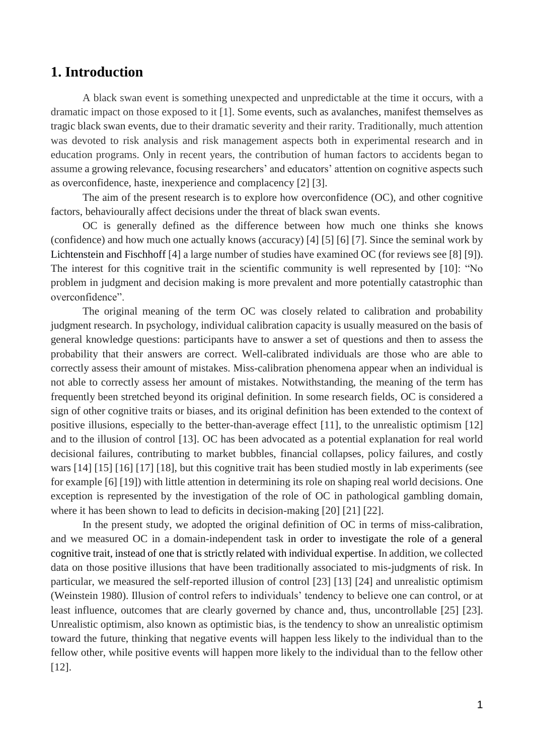## 1. Introduction

A black swan event is something unexpected and unpredictable at the time it occurs, with a dramatic impact on those exposed to it [1]. Some events, such as avalanches, manifest themselves as tragic black swan events, due to their dramatic severity and their rarity. Traditionally, much attention was devoted to risk analysis and risk management aspects both in experimental research and in education programs. Only in recent years, the contribution of human factors to accidents began to assume a growing relevance, focusing researchers' and educators' attention on cognitive aspects such as overconfidence, haste, inexperience and complacency [2] [3].

The aim of the present research is to explore how overconfidence (OC), and other cognitive factors, behaviourally affect decisions under the threat of black swan events.

OC is generally defined as the difference between how much one thinks she knows (confidence) and how much one actually knows (accuracy) [4] [5] [6] [7]. Since the seminal work by Lichtenstein and Fischhoff [4] a large number of studies have examined OC (for reviews see [8] [9]). The interest for this cognitive trait in the scientific community is well represented by [10]: "No problem in judgment and decision making is more prevalent and more potentially catastrophic than overconfidence".

The original meaning of the term OC was closely related to calibration and probability judgment research. In psychology, individual calibration capacity is usually measured on the basis of general knowledge questions: participants have to answer a set of questions and then to assess the probability that their answers are correct. Well-calibrated individuals are those who are able to correctly assess their amount of mistakes. Miss-calibration phenomena appear when an individual is not able to correctly assess her amount of mistakes. Notwithstanding, the meaning of the term has frequently been stretched beyond its original definition. In some research fields, OC is considered a sign of other cognitive traits or biases, and its original definition has been extended to the context of positive illusions, especially to the better-than-average effect [11], to the unrealistic optimism [12] and to the illusion of control [13]. OC has been advocated as a potential explanation for real world decisional failures, contributing to market bubbles, financial collapses, policy failures, and costly wars [14] [15] [16] [17] [18], but this cognitive trait has been studied mostly in lab experiments (see for example [6] [19]) with little attention in determining its role on shaping real world decisions. One exception is represented by the investigation of the role of OC in pathological gambling domain, where it has been shown to lead to deficits in decision-making [20] [21] [22].

In the present study, we adopted the original definition of OC in terms of miss-calibration, and we measured OC in a domain-independent task in order to investigate the role of a general cognitive trait, instead of one that is strictly related with individual expertise. In addition, we collected data on those positive illusions that have been traditionally associated to mis-judgments of risk. In particular, we measured the self-reported illusion of control [23] [13] [24] and unrealistic optimism (Weinstein 1980). Illusion of control refers to individuals' tendency to believe one can control, or at least influence, outcomes that are clearly governed by chance and, thus, uncontrollable [25] [23]. Unrealistic optimism, also known as optimistic bias, is the tendency to show an unrealistic optimism toward the future, thinking that negative events will happen less likely to the individual than to the fellow other, while positive events will happen more likely to the individual than to the fellow other [12].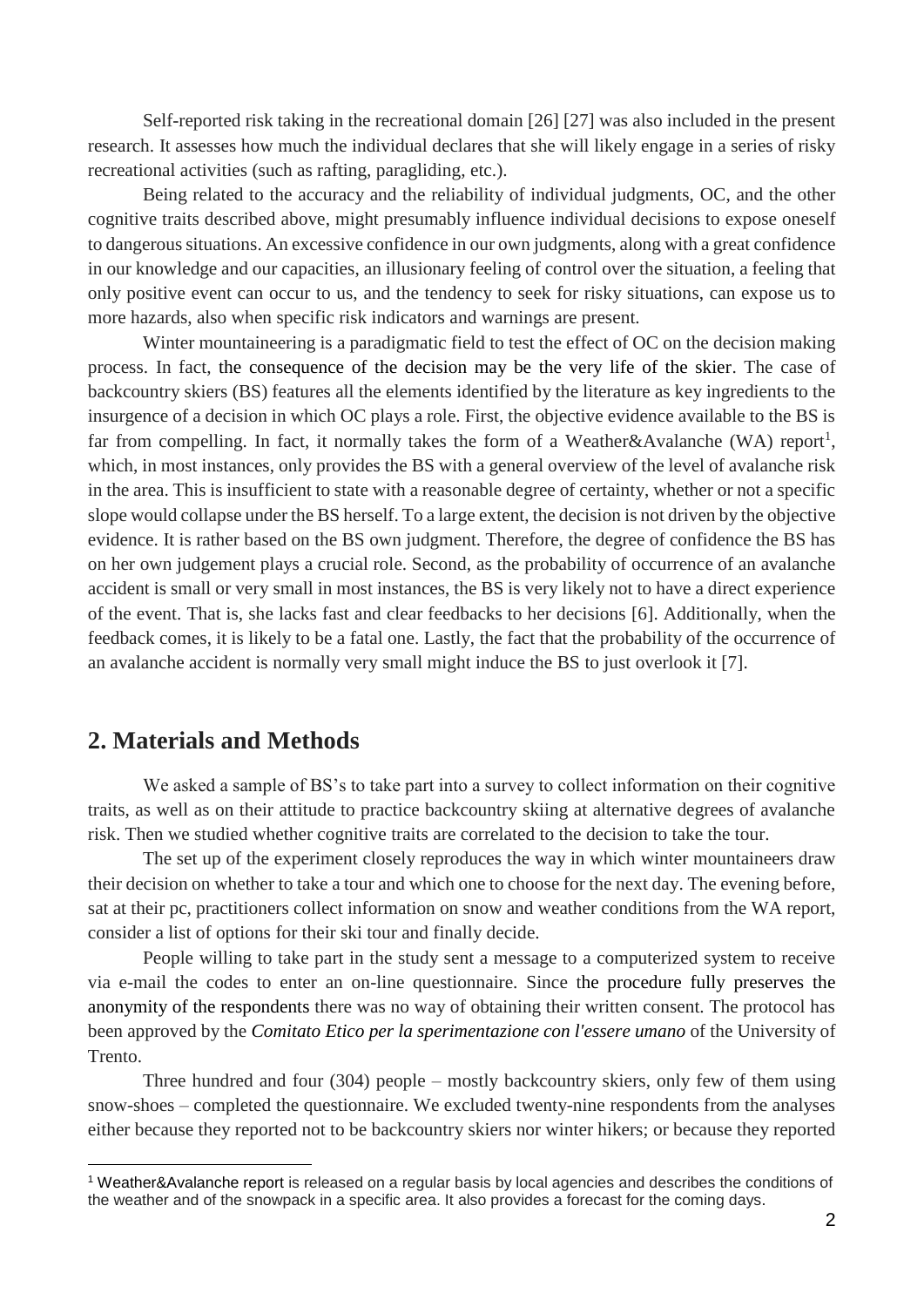Self-reported risk taking in the recreational domain [26] [27] was also included in the present research. It assesses how much the individual declares that she will likely engage in a series of risky recreational activities (such as rafting, paragliding, etc.).

Being related to the accuracy and the reliability of individual judgments, OC, and the other cognitive traits described above, might presumably influence individual decisions to expose oneself to dangerous situations. An excessive confidence in our own judgments, along with a great confidence in our knowledge and our capacities, an illusionary feeling of control over the situation, a feeling that only positive event can occur to us, and the tendency to seek for risky situations, can expose us to more hazards, also when specific risk indicators and warnings are present.

Winter mountaineering is a paradigmatic field to test the effect of OC on the decision making process. In fact, the consequence of the decision may be the very life of the skier. The case of backcountry skiers (BS) features all the elements identified by the literature as key ingredients to the insurgence of a decision in which OC plays a role. First, the objective evidence available to the BS is far from compelling. In fact, it normally takes the form of a Weather&Avalanche (WA) report[1], which, in most instances, only provides the BS with a general overview of the level of avalanche risk in the area. This is insufficient to state with a reasonable degree of certainty, whether or not a specific slope would collapse under the BS herself. To a large extent, the decision is not driven by the objective evidence. It is rather based on the BS own judgment. Therefore, the degree of confidence the BS has on her own judgement plays a crucial role. Second, as the probability of occurrence of an avalanche accident is small or very small in most instances, the BS is very likely not to have a direct experience of the event. That is, she lacks fast and clear feedbacks to her decisions [6]. Additionally, when the feedback comes, it is likely to be a fatal one. Lastly, the fact that the probability of the occurrence of an avalanche accident is normally very small might induce the BS to just overlook it [7].

## 2. Materials and Methods

We asked a sample of BS's to take part into a survey to collect information on their cognitive traits, as well as on their attitude to practice backcountry skiing at alternative degrees of avalanche risk. Then we studied whether cognitive traits are correlated to the decision to take the tour.

The set up of the experiment closely reproduces the way in which winter mountaineers draw their decision on whether to take a tour and which one to choose for the next day. The evening before, sat at their pc, practitioners collect information on snow and weather conditions from the WA report, consider a list of options for their ski tour and finally decide.

People willing to take part in the study sent a message to a computerized system to receive via e-mail the codes to enter an on-line questionnaire. Since the procedure fully preserves the anonymity of the respondents there was no way of obtaining their written consent. The protocol has been approved by the *Comitato Etico per la sperimentazione con l'essere umano* of the University of Trento.

Three hundred and four (304) people – mostly backcountry skiers, only few of them using snow-shoes – completed the questionnaire. We excluded twenty-nine respondents from the analyses either because they reported not to be backcountry skiers nor winter hikers; or because they reported

[1] Weather&Avalanche report is released on a regular basis by local agencies and describes the conditions of the weather and of the snowpack in a specific area. It also provides a forecast for the coming days.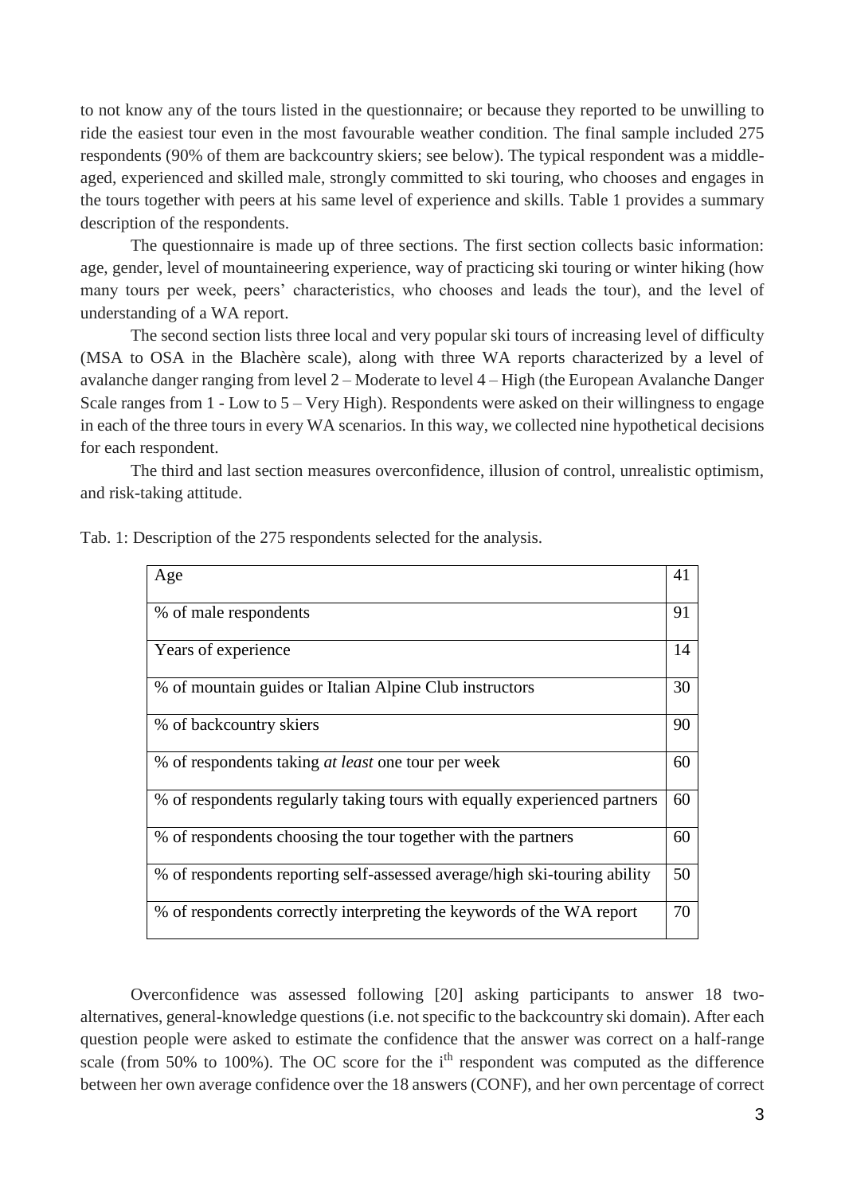to not know any of the tours listed in the questionnaire; or because they reported to be unwilling to ride the easiest tour even in the most favourable weather condition. The final sample included 275 respondents (90% of them are backcountry skiers; see below). The typical respondent was a middle-aged, experienced and skilled male, strongly committed to ski touring, who chooses and engages in the tours together with peers at his same level of experience and skills. Table 1 provides a summary description of the respondents.

The questionnaire is made up of three sections. The first section collects basic information: age, gender, level of mountaineering experience, way of practicing ski touring or winter hiking (how many tours per week, peers' characteristics, who chooses and leads the tour), and the level of understanding of a WA report.

The second section lists three local and very popular ski tours of increasing level of difficulty (MSA to OSA in the Blachère scale), along with three WA reports characterized by a level of avalanche danger ranging from level 2 – Moderate to level 4 – High (the European Avalanche Danger Scale ranges from 1 - Low to 5 – Very High). Respondents were asked on their willingness to engage in each of the three tours in every WA scenarios. In this way, we collected nine hypothetical decisions for each respondent.

The third and last section measures overconfidence, illusion of control, unrealistic optimism, and risk-taking attitude.

Tab. 1: Description of the 275 respondents selected for the analysis.

| | |
|---|---|
| Age | 41 |
| % of male respondents | 91 |
| Years of experience | 14 |
| % of mountain guides or Italian Alpine Club instructors | 30 |
| % of backcountry skiers | 90 |
| % of respondents taking *at least* one tour per week | 60 |
| % of respondents regularly taking tours with equally experienced partners | 60 |
| % of respondents choosing the tour together with the partners | 60 |
| % of respondents reporting self-assessed average/high ski-touring ability | 50 |
| % of respondents correctly interpreting the keywords of the WA report | 70 |

Overconfidence was assessed following [20] asking participants to answer 18 two-alternatives, general-knowledge questions (i.e. not specific to the backcountry ski domain). After each question people were asked to estimate the confidence that the answer was correct on a half-range scale (from 50% to 100%). The OC score for the $i^{th}$ respondent was computed as the difference between her own average confidence over the 18 answers (CONF), and her own percentage of correct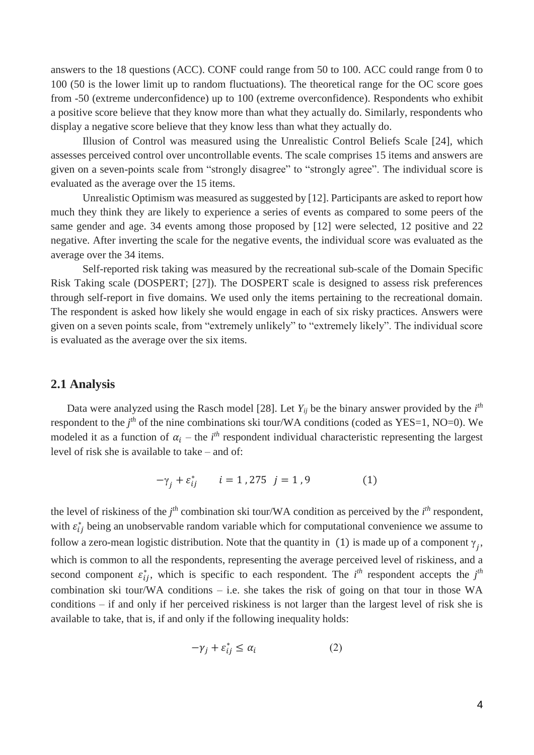answers to the 18 questions (ACC). CONF could range from 50 to 100. ACC could range from 0 to 100 (50 is the lower limit up to random fluctuations). The theoretical range for the OC score goes from -50 (extreme underconfidence) up to 100 (extreme overconfidence). Respondents who exhibit a positive score believe that they know more than what they actually do. Similarly, respondents who display a negative score believe that they know less than what they actually do.

Illusion of Control was measured using the Unrealistic Control Beliefs Scale [24], which assesses perceived control over uncontrollable events. The scale comprises 15 items and answers are given on a seven-points scale from "strongly disagree" to "strongly agree". The individual score is evaluated as the average over the 15 items.

Unrealistic Optimism was measured as suggested by [12]. Participants are asked to report how much they think they are likely to experience a series of events as compared to some peers of the same gender and age. 34 events among those proposed by [12] were selected, 12 positive and 22 negative. After inverting the scale for the negative events, the individual score was evaluated as the average over the 34 items.

Self-reported risk taking was measured by the recreational sub-scale of the Domain Specific Risk Taking scale (DOSPERT; [27]). The DOSPERT scale is designed to assess risk preferences through self-report in five domains. We used only the items pertaining to the recreational domain. The respondent is asked how likely she would engage in each of six risky practices. Answers were given on a seven points scale, from "extremely unlikely" to "extremely likely". The individual score is evaluated as the average over the six items.

## 2.1 Analysis

Data were analyzed using the Rasch model [28]. Let $Y_{ij}$ be the binary answer provided by the $i^{th}$ respondent to the $j^{th}$ of the nine combinations ski tour/WA conditions (coded as YES=1, NO=0). We modeled it as a function of $\alpha_i$ – the $i^{th}$ respondent individual characteristic representing the largest level of risk she is available to take – and of:

$$-\gamma_j + \varepsilon_{ij}^* \qquad i = 1\,, 275 \quad j = 1\,, 9 \qquad\qquad (1)$$

the level of riskiness of the $j^{th}$ combination ski tour/WA condition as perceived by the $i^{th}$ respondent, with $\varepsilon_{ij}^*$ being an unobservable random variable which for computational convenience we assume to follow a zero-mean logistic distribution. Note that the quantity in (1) is made up of a component $\gamma_j$, which is common to all the respondents, representing the average perceived level of riskiness, and a second component $\varepsilon_{ij}^*$, which is specific to each respondent. The $i^{th}$ respondent accepts the $j^{th}$ combination ski tour/WA conditions – i.e. she takes the risk of going on that tour in those WA conditions – if and only if her perceived riskiness is not larger than the largest level of risk she is available to take, that is, if and only if the following inequality holds:

$$-\gamma_j + \varepsilon_{ij}^* \leq \alpha_i \qquad\qquad (2)$$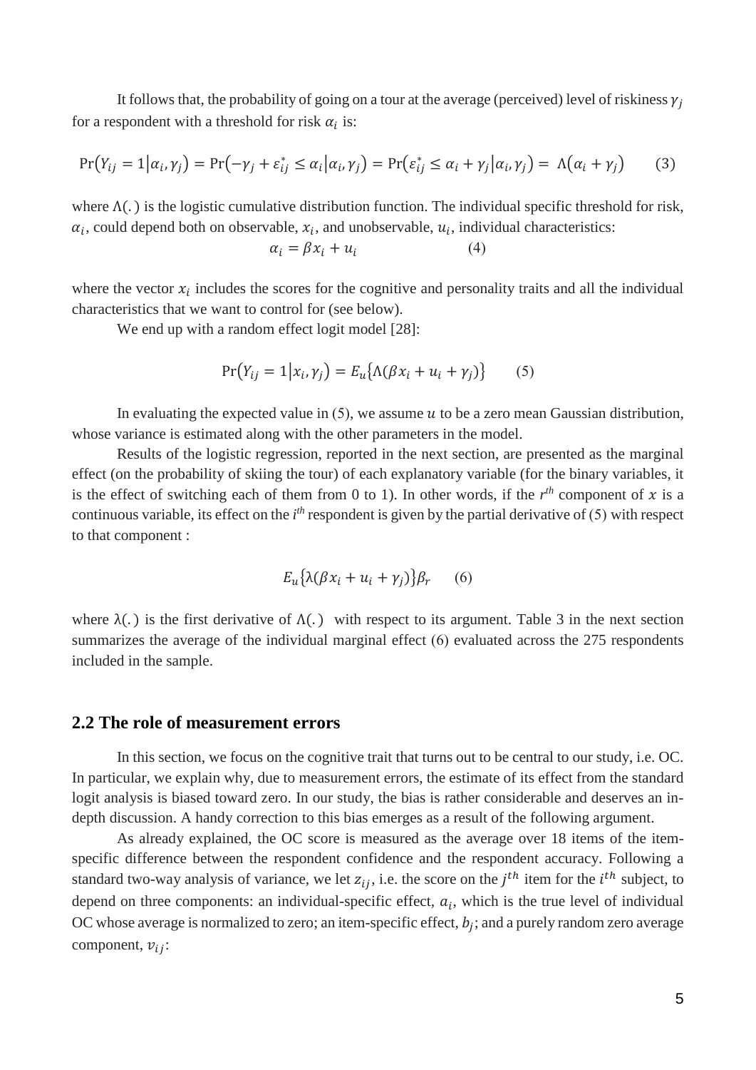It follows that, the probability of going on a tour at the average (perceived) level of riskiness $\gamma_j$ for a respondent with a threshold for risk $\alpha_i$ is:

$$\Pr\left(Y_{ij}=1\middle|\alpha_i,\gamma_j\right)=\Pr\left(-\gamma_j+\varepsilon_{ij}^*\le\alpha_i\middle|\alpha_i,\gamma_j\right)=\Pr\left(\varepsilon_{ij}^*\le\alpha_i+\gamma_j\middle|\alpha_i,\gamma_j\right)=\Lambda\left(\alpha_i+\gamma_j\right)\qquad(3)$$

where $\Lambda(.)$ is the logistic cumulative distribution function. The individual specific threshold for risk, $\alpha_i$, could depend both on observable, $x_i$, and unobservable, $u_i$, individual characteristics:

$$\alpha_i=\beta x_i+u_i\qquad(4)$$

where the vector $x_i$ includes the scores for the cognitive and personality traits and all the individual characteristics that we want to control for (see below).

We end up with a random effect logit model [28]:

$$\Pr\left(Y_{ij}=1\middle|x_i,\gamma_j\right)=E_u\{\Lambda(\beta x_i+u_i+\gamma_j)\}\qquad(5)$$

In evaluating the expected value in (5), we assume $u$ to be a zero mean Gaussian distribution, whose variance is estimated along with the other parameters in the model.

Results of the logistic regression, reported in the next section, are presented as the marginal effect (on the probability of skiing the tour) of each explanatory variable (for the binary variables, it is the effect of switching each of them from 0 to 1). In other words, if the $r^{th}$ component of $x$ is a continuous variable, its effect on the $i^{th}$ respondent is given by the partial derivative of (5) with respect to that component :

$$E_u\{\lambda(\beta x_i+u_i+\gamma_j)\}\beta_r\qquad(6)$$

where $\lambda(.)$ is the first derivative of $\Lambda(.)$ with respect to its argument. Table 3 in the next section summarizes the average of the individual marginal effect (6) evaluated across the 275 respondents included in the sample.

## 2.2 The role of measurement errors

In this section, we focus on the cognitive trait that turns out to be central to our study, i.e. OC. In particular, we explain why, due to measurement errors, the estimate of its effect from the standard logit analysis is biased toward zero. In our study, the bias is rather considerable and deserves an in-depth discussion. A handy correction to this bias emerges as a result of the following argument.

As already explained, the OC score is measured as the average over 18 items of the item-specific difference between the respondent confidence and the respondent accuracy. Following a standard two-way analysis of variance, we let $z_{ij}$, i.e. the score on the $j^{th}$ item for the $i^{th}$ subject, to depend on three components: an individual-specific effect, $a_i$, which is the true level of individual OC whose average is normalized to zero; an item-specific effect, $b_j$; and a purely random zero average component, $v_{ij}$: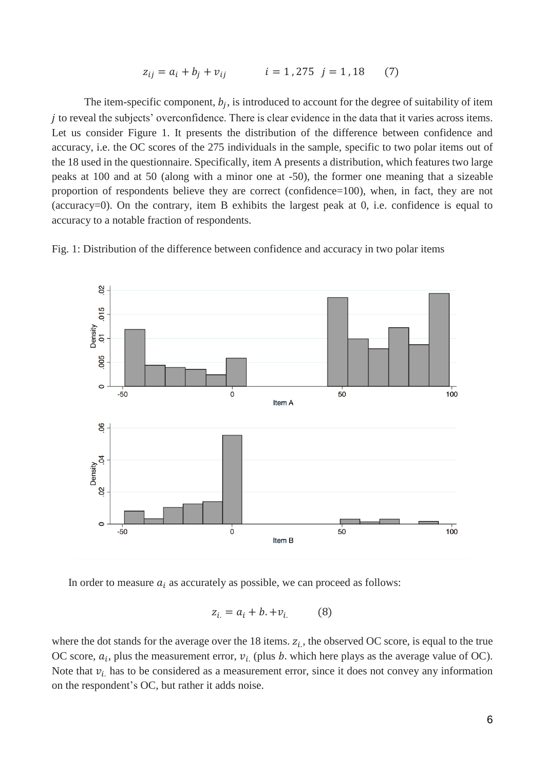$$z_{ij} = a_i + b_j + v_{ij} \qquad i = 1,275 \quad j = 1,18 \qquad (7)$$

The item-specific component, $b_j$, is introduced to account for the degree of suitability of item $j$ to reveal the subjects' overconfidence. There is clear evidence in the data that it varies across items. Let us consider Figure 1. It presents the distribution of the difference between confidence and accuracy, i.e. the OC scores of the 275 individuals in the sample, specific to two polar items out of the 18 used in the questionnaire. Specifically, item A presents a distribution, which features two large peaks at 100 and at 50 (along with a minor one at -50), the former one meaning that a sizeable proportion of respondents believe they are correct (confidence=100), when, in fact, they are not (accuracy=0). On the contrary, item B exhibits the largest peak at 0, i.e. confidence is equal to accuracy to a notable fraction of respondents.

Fig. 1: Distribution of the difference between confidence and accuracy in two polar items

In order to measure $a_i$ as accurately as possible, we can proceed as follows:

$$z_{i.} = a_i + b. + v_{i.} \qquad (8)$$

where the dot stands for the average over the 18 items. $z_{i.}$, the observed OC score, is equal to the true OC score, $a_i$, plus the measurement error, $v_{i.}$ (plus $b.$ which here plays as the average value of OC). Note that $v_{i.}$ has to be considered as a measurement error, since it does not convey any information on the respondent's OC, but rather it adds noise.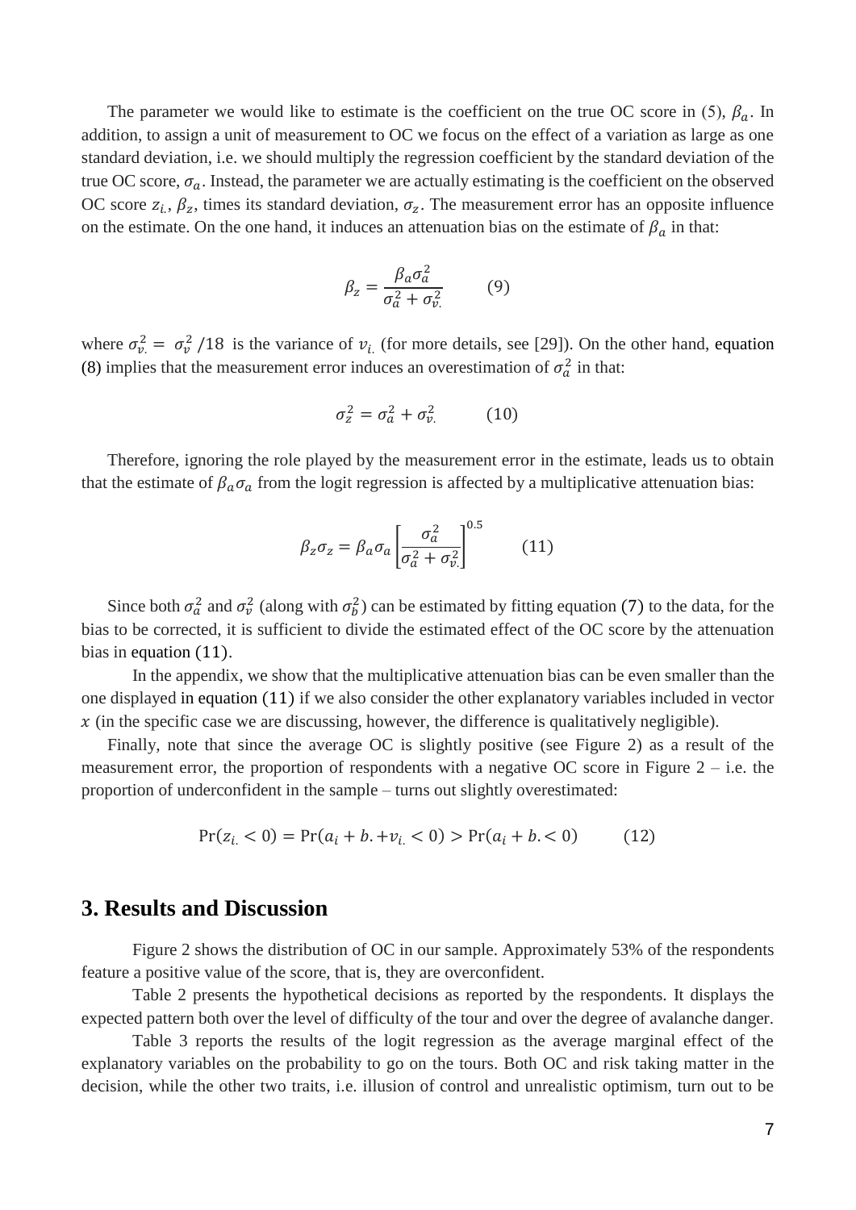The parameter we would like to estimate is the coefficient on the true OC score in (5), $\beta_a$. In addition, to assign a unit of measurement to OC we focus on the effect of a variation as large as one standard deviation, i.e. we should multiply the regression coefficient by the standard deviation of the true OC score, $\sigma_a$. Instead, the parameter we are actually estimating is the coefficient on the observed OC score $z_{i.}$, $\beta_z$, times its standard deviation, $\sigma_z$. The measurement error has an opposite influence on the estimate. On the one hand, it induces an attenuation bias on the estimate of $\beta_a$ in that:

$$\beta_z = \frac{\beta_a \sigma_a^2}{\sigma_a^2 + \sigma_{v.}^2} \qquad (9)$$

where $\sigma_{v.}^2 = \sigma_v^2 /18$ is the variance of $v_{i.}$ (for more details, see [29]). On the other hand, equation (8) implies that the measurement error induces an overestimation of $\sigma_a^2$ in that:

$$\sigma_z^2 = \sigma_a^2 + \sigma_{v.}^2 \qquad (10)$$

Therefore, ignoring the role played by the measurement error in the estimate, leads us to obtain that the estimate of $\beta_a \sigma_a$ from the logit regression is affected by a multiplicative attenuation bias:

$$\beta_z \sigma_z = \beta_a \sigma_a \left[\frac{\sigma_a^2}{\sigma_a^2 + \sigma_{v.}^2}\right]^{0.5} \qquad (11)$$

Since both $\sigma_a^2$ and $\sigma_v^2$ (along with $\sigma_b^2$) can be estimated by fitting equation (7) to the data, for the bias to be corrected, it is sufficient to divide the estimated effect of the OC score by the attenuation bias in equation (11).

In the appendix, we show that the multiplicative attenuation bias can be even smaller than the one displayed in equation (11) if we also consider the other explanatory variables included in vector $x$ (in the specific case we are discussing, however, the difference is qualitatively negligible).

Finally, note that since the average OC is slightly positive (see Figure 2) as a result of the measurement error, the proportion of respondents with a negative OC score in Figure 2 – i.e. the proportion of underconfident in the sample – turns out slightly overestimated:

$$\Pr(z_{i.} < 0) = \Pr(a_i + b_. + v_{i.} < 0) > \Pr(a_i + b_. < 0) \qquad (12)$$

## 3. Results and Discussion

Figure 2 shows the distribution of OC in our sample. Approximately 53% of the respondents feature a positive value of the score, that is, they are overconfident.

Table 2 presents the hypothetical decisions as reported by the respondents. It displays the expected pattern both over the level of difficulty of the tour and over the degree of avalanche danger.

Table 3 reports the results of the logit regression as the average marginal effect of the explanatory variables on the probability to go on the tours. Both OC and risk taking matter in the decision, while the other two traits, i.e. illusion of control and unrealistic optimism, turn out to be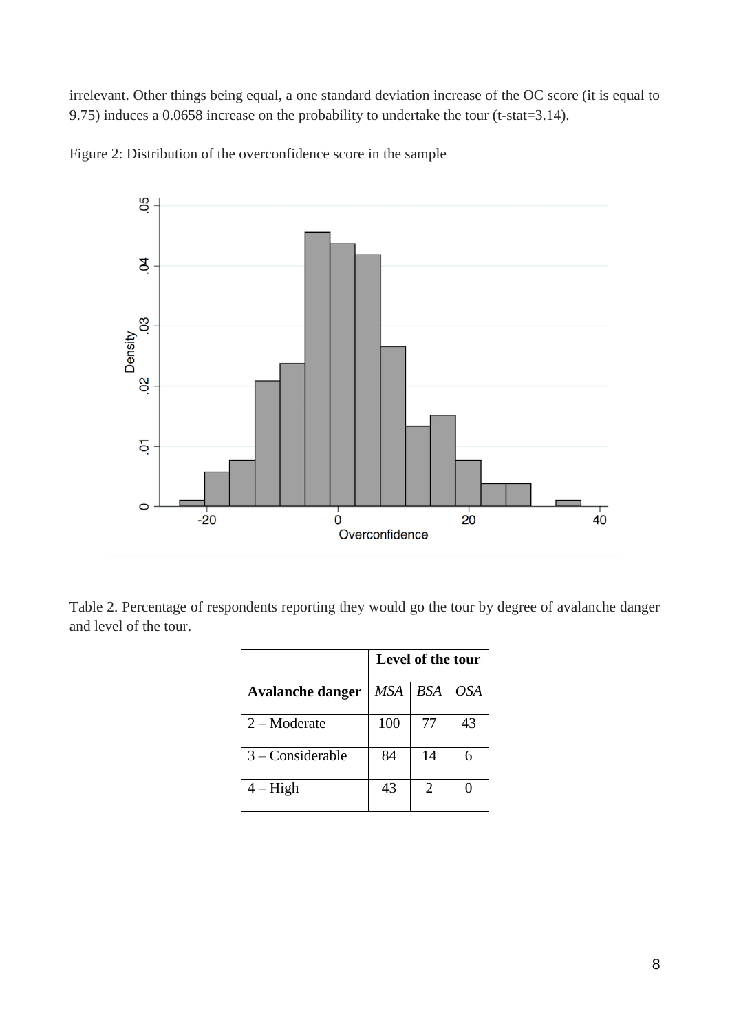irrelevant. Other things being equal, a one standard deviation increase of the OC score (it is equal to 9.75) induces a 0.0658 increase on the probability to undertake the tour (t-stat=3.14).

Figure 2: Distribution of the overconfidence score in the sample

Table 2. Percentage of respondents reporting they would go the tour by degree of avalanche danger and level of the tour.

| | **Level of the tour** | | |
|---|---|---|---|
| **Avalanche danger** | *MSA* | *BSA* | *OSA* |
| 2 – Moderate | 100 | 77 | 43 |
| 3 – Considerable | 84 | 14 | 6 |
| 4 – High | 43 | 2 | 0 |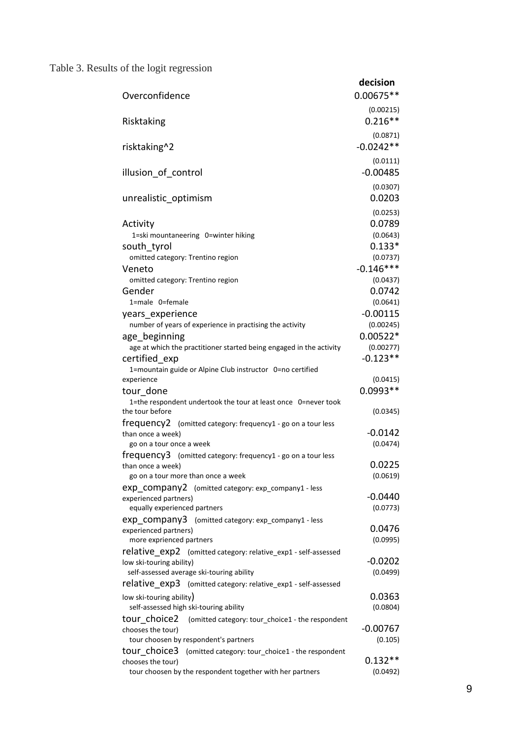Table 3. Results of the logit regression

| | decision |
|---|---|
| Overconfidence | 0.00675** |
| | (0.00215) |
| Risktaking | 0.216** |
| | (0.0871) |
| risktaking^2 | -0.0242** |
| | (0.0111) |
| illusion_of_control | -0.00485 |
| | (0.0307) |
| unrealistic_optimism | 0.0203 |
| | (0.0253) |
| Activity | 0.0789 |
| 1=ski mountaneering 0=winter hiking | (0.0643) |
| south_tyrol | 0.133* |
| omitted category: Trentino region | (0.0737) |
| Veneto | -0.146*** |
| omitted category: Trentino region | (0.0437) |
| Gender | 0.0742 |
| 1=male 0=female | (0.0641) |
| years_experience | -0.00115 |
| number of years of experience in practising the activity | (0.00245) |
| age_beginning | 0.00522* |
| age at which the practitioner started being engaged in the activity | (0.00277) |
| certified_exp | -0.123** |
| 1=mountain guide or Alpine Club instructor 0=no certified experience | (0.0415) |
| tour_done | 0.0993** |
| 1=the respondent undertook the tour at least once 0=never took the tour before | (0.0345) |
| frequency2 (omitted category: frequency1 - go on a tour less than once a week) | -0.0142 |
| go on a tour once a week | (0.0474) |
| frequency3 (omitted category: frequency1 - go on a tour less than once a week) | 0.0225 |
| go on a tour more than once a week | (0.0619) |
| exp_company2 (omitted category: exp_company1 - less experienced partners) | -0.0440 |
| equally experienced partners | (0.0773) |
| exp_company3 (omitted category: exp_company1 - less experienced partners) | 0.0476 |
| more exprienced partners | (0.0995) |
| relative_exp2 (omitted category: relative_exp1 - self-assessed low ski-touring ability) | -0.0202 |
| self-assessed average ski-touring ability | (0.0499) |
| relative_exp3 (omitted category: relative_exp1 - self-assessed low ski-touring ability) | 0.0363 |
| self-assessed high ski-touring ability | (0.0804) |
| tour_choice2 (omitted category: tour_choice1 - the respondent chooses the tour) | -0.00767 |
| tour choosen by respondent's partners | (0.105) |
| tour_choice3 (omitted category: tour_choice1 - the respondent chooses the tour) | 0.132** |
| tour choosen by the respondent together with her partners | (0.0492) |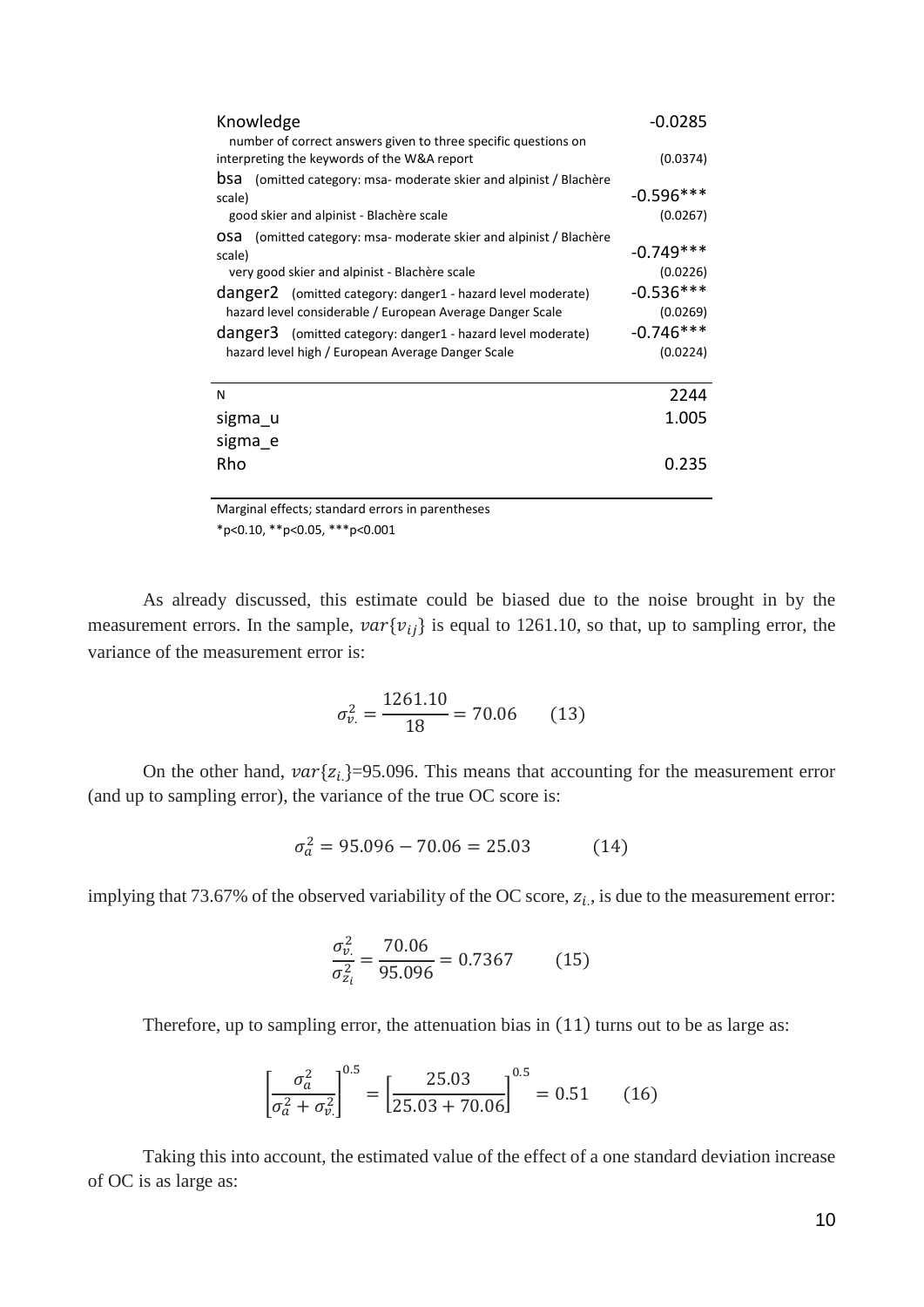| | |
|---|---|
| Knowledge | -0.0285 |
| number of correct answers given to three specific questions on interpreting the keywords of the W&A report | (0.0374) |
| bsa (omitted category: msa- moderate skier and alpinist / Blachère scale) | -0.596*** |
| good skier and alpinist - Blachère scale | (0.0267) |
| osa (omitted category: msa- moderate skier and alpinist / Blachère scale) | -0.749*** |
| very good skier and alpinist - Blachère scale | (0.0226) |
| danger2 (omitted category: danger1 - hazard level moderate) | -0.536*** |
| hazard level considerable / European Average Danger Scale | (0.0269) |
| danger3 (omitted category: danger1 - hazard level moderate) | -0.746*** |
| hazard level high / European Average Danger Scale | (0.0224) |
| N | 2244 |
| sigma_u | 1.005 |
| sigma_e | |
| Rho | 0.235 |

Marginal effects; standard errors in parentheses
*p<0.10, **p<0.05, ***p<0.001

As already discussed, this estimate could be biased due to the noise brought in by the measurement errors. In the sample, $var\{v_{ij}\}$ is equal to 1261.10, so that, up to sampling error, the variance of the measurement error is:

$$\sigma_{v.}^2 = \frac{1261.10}{18} = 70.06 \qquad (13)$$

On the other hand, $var\{z_{i.}\}$=95.096. This means that accounting for the measurement error (and up to sampling error), the variance of the true OC score is:

$$\sigma_a^2 = 95.096 - 70.06 = 25.03 \qquad (14)$$

implying that 73.67% of the observed variability of the OC score, $z_{i.}$, is due to the measurement error:

$$\frac{\sigma_{v.}^2}{\sigma_{z_i}^2} = \frac{70.06}{95.096} = 0.7367 \qquad (15)$$

Therefore, up to sampling error, the attenuation bias in (11) turns out to be as large as:

$$\left[\frac{\sigma_a^2}{\sigma_a^2 + \sigma_{v.}^2}\right]^{0.5} = \left[\frac{25.03}{25.03 + 70.06}\right]^{0.5} = 0.51 \qquad (16)$$

Taking this into account, the estimated value of the effect of a one standard deviation increase of OC is as large as: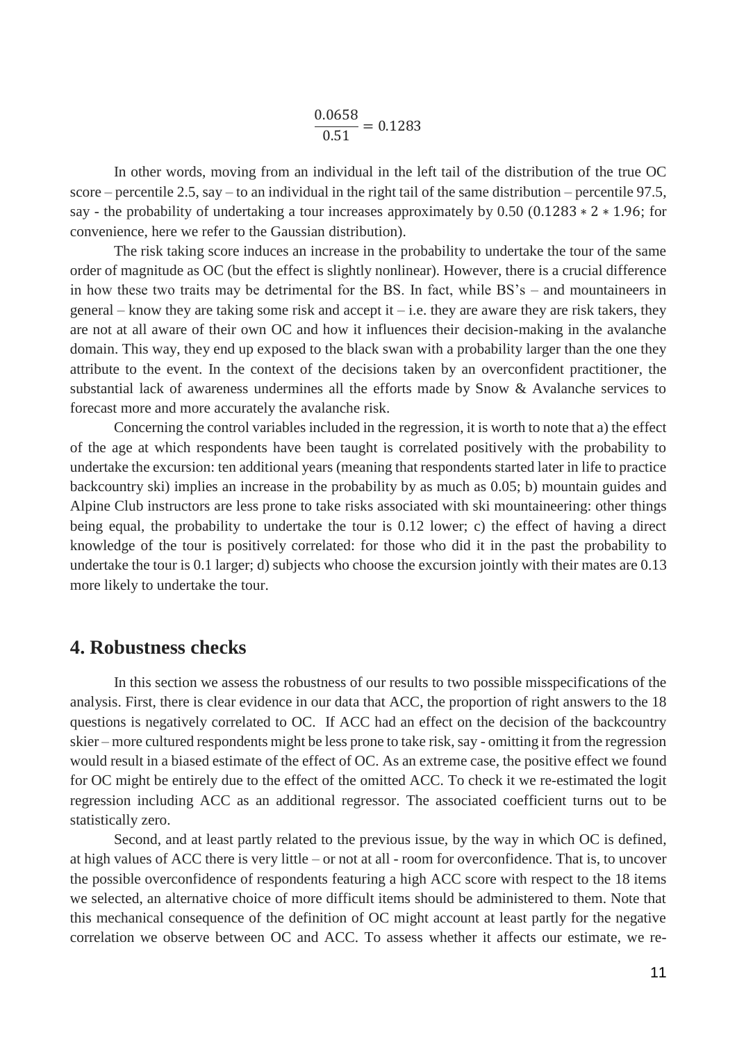$$\frac{0.0658}{0.51} = 0.1283$$

In other words, moving from an individual in the left tail of the distribution of the true OC score – percentile 2.5, say – to an individual in the right tail of the same distribution – percentile 97.5, say - the probability of undertaking a tour increases approximately by 0.50 ($0.1283 * 2 * 1.96$; for convenience, here we refer to the Gaussian distribution).

The risk taking score induces an increase in the probability to undertake the tour of the same order of magnitude as OC (but the effect is slightly nonlinear). However, there is a crucial difference in how these two traits may be detrimental for the BS. In fact, while BS's – and mountaineers in general – know they are taking some risk and accept it – i.e. they are aware they are risk takers, they are not at all aware of their own OC and how it influences their decision-making in the avalanche domain. This way, they end up exposed to the black swan with a probability larger than the one they attribute to the event. In the context of the decisions taken by an overconfident practitioner, the substantial lack of awareness undermines all the efforts made by Snow & Avalanche services to forecast more and more accurately the avalanche risk.

Concerning the control variables included in the regression, it is worth to note that a) the effect of the age at which respondents have been taught is correlated positively with the probability to undertake the excursion: ten additional years (meaning that respondents started later in life to practice backcountry ski) implies an increase in the probability by as much as 0.05; b) mountain guides and Alpine Club instructors are less prone to take risks associated with ski mountaineering: other things being equal, the probability to undertake the tour is 0.12 lower; c) the effect of having a direct knowledge of the tour is positively correlated: for those who did it in the past the probability to undertake the tour is 0.1 larger; d) subjects who choose the excursion jointly with their mates are 0.13 more likely to undertake the tour.

## 4. Robustness checks

In this section we assess the robustness of our results to two possible misspecifications of the analysis. First, there is clear evidence in our data that ACC, the proportion of right answers to the 18 questions is negatively correlated to OC. If ACC had an effect on the decision of the backcountry skier – more cultured respondents might be less prone to take risk, say - omitting it from the regression would result in a biased estimate of the effect of OC. As an extreme case, the positive effect we found for OC might be entirely due to the effect of the omitted ACC. To check it we re-estimated the logit regression including ACC as an additional regressor. The associated coefficient turns out to be statistically zero.

Second, and at least partly related to the previous issue, by the way in which OC is defined, at high values of ACC there is very little – or not at all - room for overconfidence. That is, to uncover the possible overconfidence of respondents featuring a high ACC score with respect to the 18 items we selected, an alternative choice of more difficult items should be administered to them. Note that this mechanical consequence of the definition of OC might account at least partly for the negative correlation we observe between OC and ACC. To assess whether it affects our estimate, we re-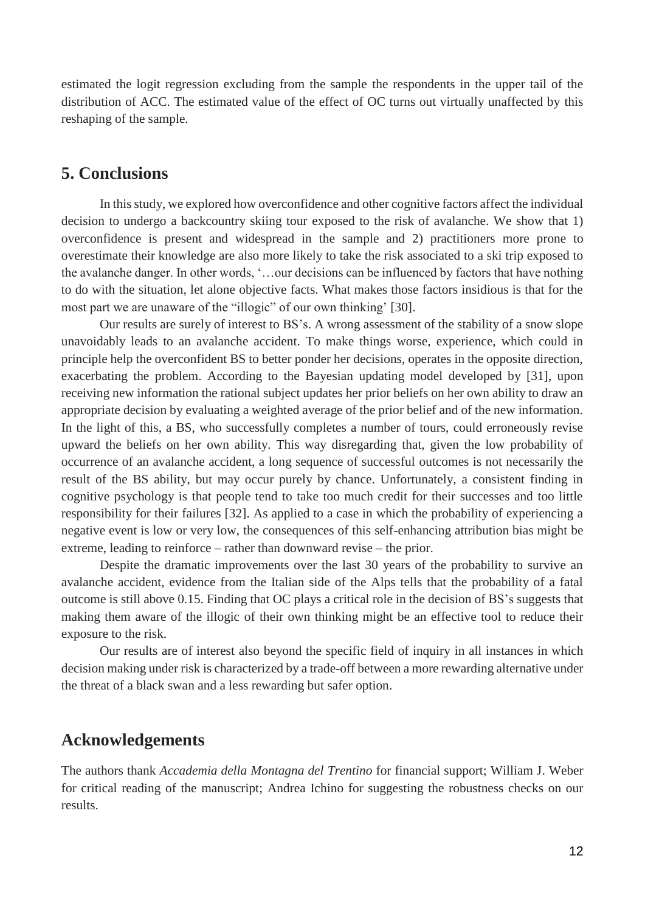estimated the logit regression excluding from the sample the respondents in the upper tail of the distribution of ACC. The estimated value of the effect of OC turns out virtually unaffected by this reshaping of the sample.

## 5. Conclusions

In this study, we explored how overconfidence and other cognitive factors affect the individual decision to undergo a backcountry skiing tour exposed to the risk of avalanche. We show that 1) overconfidence is present and widespread in the sample and 2) practitioners more prone to overestimate their knowledge are also more likely to take the risk associated to a ski trip exposed to the avalanche danger. In other words, '…our decisions can be influenced by factors that have nothing to do with the situation, let alone objective facts. What makes those factors insidious is that for the most part we are unaware of the "illogic" of our own thinking' [30].

Our results are surely of interest to BS's. A wrong assessment of the stability of a snow slope unavoidably leads to an avalanche accident. To make things worse, experience, which could in principle help the overconfident BS to better ponder her decisions, operates in the opposite direction, exacerbating the problem. According to the Bayesian updating model developed by [31], upon receiving new information the rational subject updates her prior beliefs on her own ability to draw an appropriate decision by evaluating a weighted average of the prior belief and of the new information. In the light of this, a BS, who successfully completes a number of tours, could erroneously revise upward the beliefs on her own ability. This way disregarding that, given the low probability of occurrence of an avalanche accident, a long sequence of successful outcomes is not necessarily the result of the BS ability, but may occur purely by chance. Unfortunately, a consistent finding in cognitive psychology is that people tend to take too much credit for their successes and too little responsibility for their failures [32]. As applied to a case in which the probability of experiencing a negative event is low or very low, the consequences of this self-enhancing attribution bias might be extreme, leading to reinforce – rather than downward revise – the prior.

Despite the dramatic improvements over the last 30 years of the probability to survive an avalanche accident, evidence from the Italian side of the Alps tells that the probability of a fatal outcome is still above 0.15. Finding that OC plays a critical role in the decision of BS's suggests that making them aware of the illogic of their own thinking might be an effective tool to reduce their exposure to the risk.

Our results are of interest also beyond the specific field of inquiry in all instances in which decision making under risk is characterized by a trade-off between a more rewarding alternative under the threat of a black swan and a less rewarding but safer option.

## Acknowledgements

The authors thank *Accademia della Montagna del Trentino* for financial support; William J. Weber for critical reading of the manuscript; Andrea Ichino for suggesting the robustness checks on our results.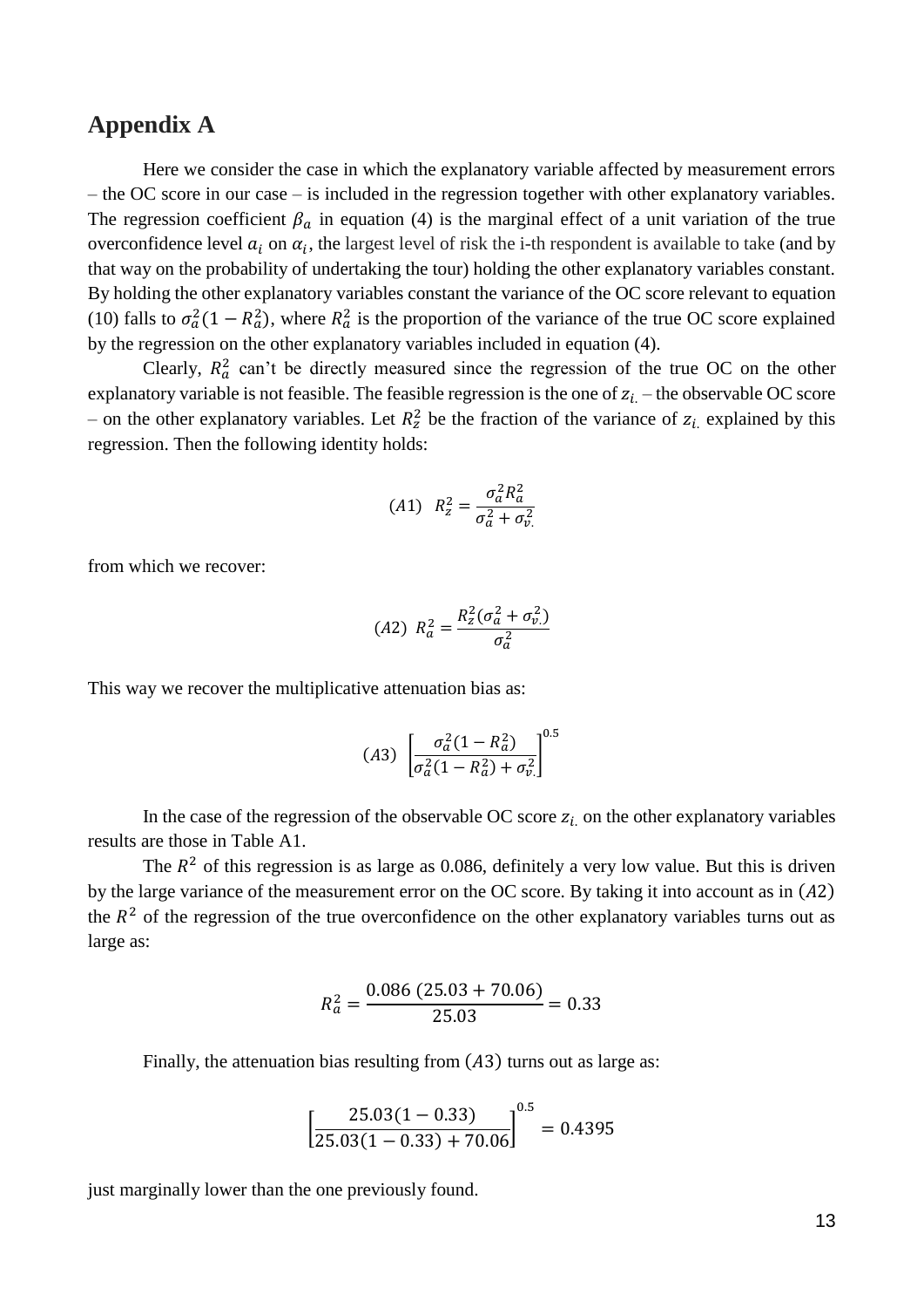## Appendix A

Here we consider the case in which the explanatory variable affected by measurement errors – the OC score in our case – is included in the regression together with other explanatory variables. The regression coefficient $\beta_a$ in equation (4) is the marginal effect of a unit variation of the true overconfidence level $a_i$ on $\alpha_i$, the largest level of risk the i-th respondent is available to take (and by that way on the probability of undertaking the tour) holding the other explanatory variables constant. By holding the other explanatory variables constant the variance of the OC score relevant to equation (10) falls to $\sigma_a^2(1 - R_a^2)$, where $R_a^2$ is the proportion of the variance of the true OC score explained by the regression on the other explanatory variables included in equation (4).

Clearly, $R_a^2$ can't be directly measured since the regression of the true OC on the other explanatory variable is not feasible. The feasible regression is the one of $z_{i.}$ – the observable OC score – on the other explanatory variables. Let $R_z^2$ be the fraction of the variance of $z_{i.}$ explained by this regression. Then the following identity holds:

$$(A1) \quad R_z^2 = \frac{\sigma_a^2 R_a^2}{\sigma_a^2 + \sigma_{v.}^2}$$

from which we recover:

$$(A2) \quad R_a^2 = \frac{R_z^2(\sigma_a^2 + \sigma_{v.}^2)}{\sigma_a^2}$$

This way we recover the multiplicative attenuation bias as:

$$(A3) \quad \left[\frac{\sigma_a^2(1 - R_a^2)}{\sigma_a^2(1 - R_a^2) + \sigma_{v.}^2}\right]^{0.5}$$

In the case of the regression of the observable OC score $z_{i.}$ on the other explanatory variables results are those in Table A1.

The $R^2$ of this regression is as large as 0.086, definitely a very low value. But this is driven by the large variance of the measurement error on the OC score. By taking it into account as in $(A2)$ the $R^2$ of the regression of the true overconfidence on the other explanatory variables turns out as large as:

$$R_a^2 = \frac{0.086\ (25.03 + 70.06)}{25.03} = 0.33$$

Finally, the attenuation bias resulting from $(A3)$ turns out as large as:

$$\left[\frac{25.03(1 - 0.33)}{25.03(1 - 0.33) + 70.06}\right]^{0.5} = 0.4395$$

just marginally lower than the one previously found.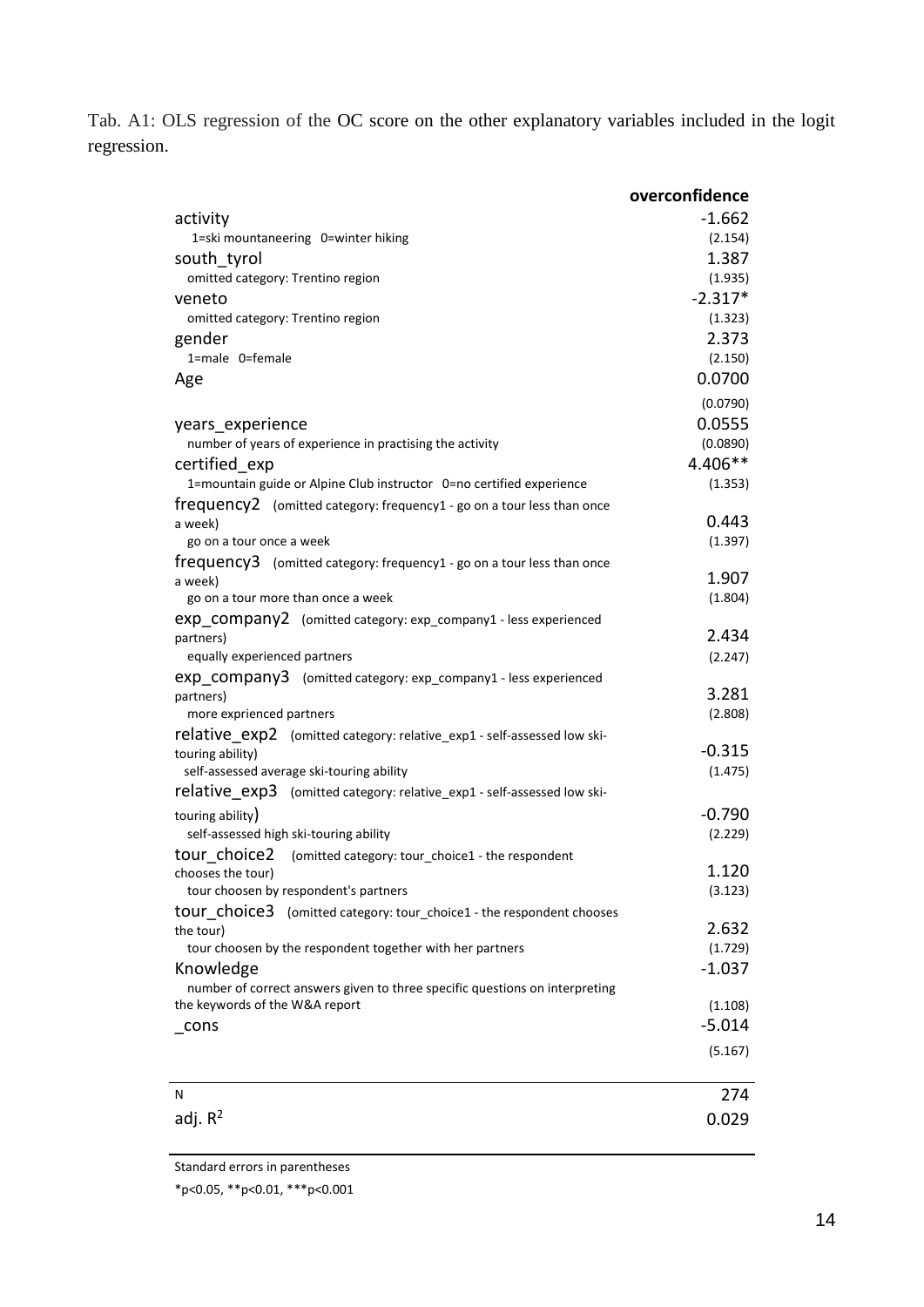Tab. A1: OLS regression of the OC score on the other explanatory variables included in the logit regression.

| | overconfidence |
|---|---|
| activity<br>1=ski mountaneering 0=winter hiking | -1.662<br>(2.154) |
| south_tyrol<br>omitted category: Trentino region | 1.387<br>(1.935) |
| veneto<br>omitted category: Trentino region | -2.317*<br>(1.323) |
| gender<br>1=male 0=female | 2.373<br>(2.150) |
| Age | 0.0700<br>(0.0790) |
| years_experience<br>number of years of experience in practising the activity | 0.0555<br>(0.0890) |
| certified_exp<br>1=mountain guide or Alpine Club instructor 0=no certified experience | 4.406**<br>(1.353) |
| frequency2 (omitted category: frequency1 - go on a tour less than once a week)<br>go on a tour once a week | 0.443<br>(1.397) |
| frequency3 (omitted category: frequency1 - go on a tour less than once a week)<br>go on a tour more than once a week | 1.907<br>(1.804) |
| exp_company2 (omitted category: exp_company1 - less experienced partners)<br>equally experienced partners | 2.434<br>(2.247) |
| exp_company3 (omitted category: exp_company1 - less experienced partners)<br>more exprienced partners | 3.281<br>(2.808) |
| relative_exp2 (omitted category: relative_exp1 - self-assessed low ski-touring ability)<br>self-assessed average ski-touring ability | -0.315<br>(1.475) |
| relative_exp3 (omitted category: relative_exp1 - self-assessed low ski-touring ability)<br>self-assessed high ski-touring ability | -0.790<br>(2.229) |
| tour_choice2 (omitted category: tour_choice1 - the respondent chooses the tour)<br>tour choosen by respondent's partners | 1.120<br>(3.123) |
| tour_choice3 (omitted category: tour_choice1 - the respondent chooses the tour)<br>tour choosen by the respondent together with her partners | 2.632<br>(1.729) |
| Knowledge<br>number of correct answers given to three specific questions on interpreting the keywords of the W&A report | -1.037<br>(1.108) |
| _cons | -5.014<br>(5.167) |
| N | 274 |
| adj. $R^2$ | 0.029 |

Standard errors in parentheses

*p<0.05, **p<0.01, ***p<0.001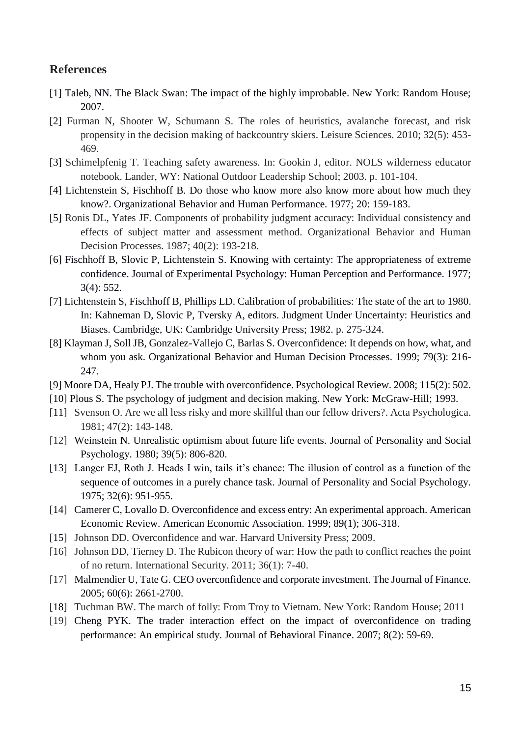## References

[1] Taleb, NN. The Black Swan: The impact of the highly improbable. New York: Random House; 2007.

[2] Furman N, Shooter W, Schumann S. The roles of heuristics, avalanche forecast, and risk propensity in the decision making of backcountry skiers. Leisure Sciences. 2010; 32(5): 453-469.

[3] Schimelpfenig T. Teaching safety awareness. In: Gookin J, editor. NOLS wilderness educator notebook. Lander, WY: National Outdoor Leadership School; 2003. p. 101-104.

[4] Lichtenstein S, Fischhoff B. Do those who know more also know more about how much they know?. Organizational Behavior and Human Performance. 1977; 20: 159-183.

[5] Ronis DL, Yates JF. Components of probability judgment accuracy: Individual consistency and effects of subject matter and assessment method. Organizational Behavior and Human Decision Processes. 1987; 40(2): 193-218.

[6] Fischhoff B, Slovic P, Lichtenstein S. Knowing with certainty: The appropriateness of extreme confidence. Journal of Experimental Psychology: Human Perception and Performance. 1977; 3(4): 552.

[7] Lichtenstein S, Fischhoff B, Phillips LD. Calibration of probabilities: The state of the art to 1980. In: Kahneman D, Slovic P, Tversky A, editors. Judgment Under Uncertainty: Heuristics and Biases. Cambridge, UK: Cambridge University Press; 1982. p. 275-324.

[8] Klayman J, Soll JB, Gonzalez-Vallejo C, Barlas S. Overconfidence: It depends on how, what, and whom you ask. Organizational Behavior and Human Decision Processes. 1999; 79(3): 216-247.

[9] Moore DA, Healy PJ. The trouble with overconfidence. Psychological Review. 2008; 115(2): 502.

[10] Plous S. The psychology of judgment and decision making. New York: McGraw-Hill; 1993.

[11] Svenson O. Are we all less risky and more skillful than our fellow drivers?. Acta Psychologica. 1981; 47(2): 143-148.

[12] Weinstein N. Unrealistic optimism about future life events. Journal of Personality and Social Psychology. 1980; 39(5): 806-820.

[13] Langer EJ, Roth J. Heads I win, tails it's chance: The illusion of control as a function of the sequence of outcomes in a purely chance task. Journal of Personality and Social Psychology. 1975; 32(6): 951-955.

[14] Camerer C, Lovallo D. Overconfidence and excess entry: An experimental approach. American Economic Review. American Economic Association. 1999; 89(1); 306-318.

[15] Johnson DD. Overconfidence and war. Harvard University Press; 2009.

[16] Johnson DD, Tierney D. The Rubicon theory of war: How the path to conflict reaches the point of no return. International Security. 2011; 36(1): 7-40.

[17] Malmendier U, Tate G. CEO overconfidence and corporate investment. The Journal of Finance. 2005; 60(6): 2661-2700.

[18] Tuchman BW. The march of folly: From Troy to Vietnam. New York: Random House; 2011

[19] Cheng PYK. The trader interaction effect on the impact of overconfidence on trading performance: An empirical study. Journal of Behavioral Finance. 2007; 8(2): 59-69.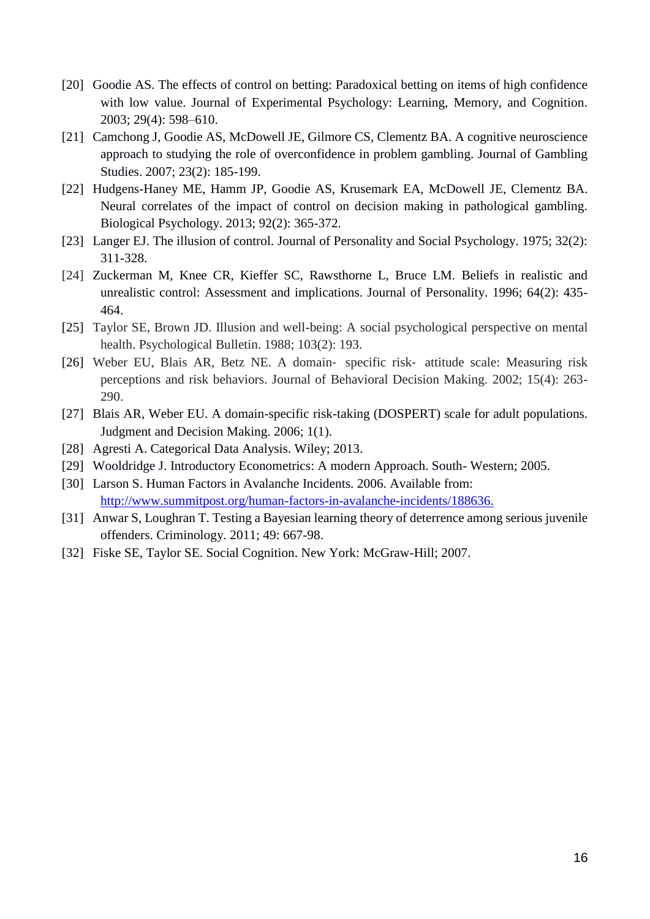[20] Goodie AS. The effects of control on betting: Paradoxical betting on items of high confidence with low value. Journal of Experimental Psychology: Learning, Memory, and Cognition. 2003; 29(4): 598–610.

[21] Camchong J, Goodie AS, McDowell JE, Gilmore CS, Clementz BA. A cognitive neuroscience approach to studying the role of overconfidence in problem gambling. Journal of Gambling Studies. 2007; 23(2): 185-199.

[22] Hudgens-Haney ME, Hamm JP, Goodie AS, Krusemark EA, McDowell JE, Clementz BA. Neural correlates of the impact of control on decision making in pathological gambling. Biological Psychology. 2013; 92(2): 365-372.

[23] Langer EJ. The illusion of control. Journal of Personality and Social Psychology. 1975; 32(2): 311-328.

[24] Zuckerman M, Knee CR, Kieffer SC, Rawsthorne L, Bruce LM. Beliefs in realistic and unrealistic control: Assessment and implications. Journal of Personality. 1996; 64(2): 435-464.

[25] Taylor SE, Brown JD. Illusion and well-being: A social psychological perspective on mental health. Psychological Bulletin. 1988; 103(2): 193.

[26] Weber EU, Blais AR, Betz NE. A domain‐ specific risk‐ attitude scale: Measuring risk perceptions and risk behaviors. Journal of Behavioral Decision Making. 2002; 15(4): 263-290.

[27] Blais AR, Weber EU. A domain-specific risk-taking (DOSPERT) scale for adult populations. Judgment and Decision Making. 2006; 1(1).

[28] Agresti A. Categorical Data Analysis. Wiley; 2013.

[29] Wooldridge J. Introductory Econometrics: A modern Approach. South- Western; 2005.

[30] Larson S. Human Factors in Avalanche Incidents. 2006. Available from: http://www.summitpost.org/human-factors-in-avalanche-incidents/188636.

[31] Anwar S, Loughran T. Testing a Bayesian learning theory of deterrence among serious juvenile offenders. Criminology. 2011; 49: 667-98.

[32] Fiske SE, Taylor SE. Social Cognition. New York: McGraw-Hill; 2007.